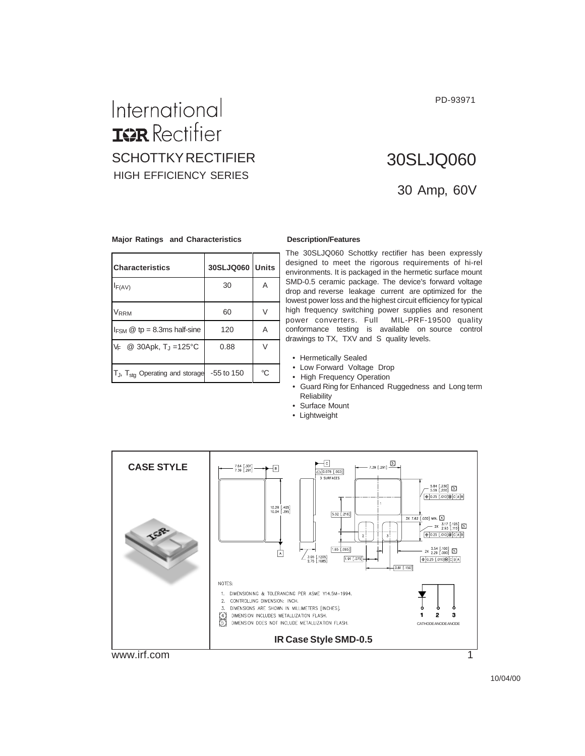# International IGR Rectifier

PD-93971

## SCHOTTKY RECTIFIER

HIGH EFFICIENCY SERIES

# 30SLJQ060

30 Amp, 60V

### Major Ratings and Characteristics

| Characteristics | 30SLJQ060 | Units |
|---|---|---|
| $I_{F(AV)}$ | 30 | A |
| $V_{RRM}$ | 60 | V |
| $I_{FSM}$ @ tp = 8.3ms half-sine | 120 | A |
| $V_F$ @ 30Apk, $T_J$ =125°C | 0.88 | V |
| $T_J$, $T_{stg}$ Operating and storage | -55 to 150 | °C |

### Description/Features

The 30SLJQ060 Schottky rectifier has been expressly designed to meet the rigorous requirements of hi-rel environments. It is packaged in the hermetic surface mount SMD-0.5 ceramic package. The device's forward voltage drop and reverse leakage current are optimized for the lowest power loss and the highest circuit efficiency for typical high frequency switching power supplies and resonent power converters. Full MIL-PRF-19500 quality conformance testing is available on source control drawings to TX, TXV and S quality levels.

- Hermetically Sealed
- Low Forward Voltage Drop
- High Frequency Operation
- Guard Ring for Enhanced Ruggedness and Long term Reliability
- Surface Mount
- Lightweight

### CASE STYLE

NOTES:

1. DIMENSIONING & TOLERANCING PER ASME Y14.5M-1994.
2. CONTROLLING DIMENSION: INCH.
3. DIMENSIONS ARE SHOWN IN MILLIMETERS [INCHES].
4. DIMENSION INCLUDES METALLIZATION FLASH.
5. DIMENSION DOES NOT INCLUDE METALLIZATION FLASH.

1 CATHODE, 2 ANODE, 3 ANODE

**IR Case Style SMD-0.5**

www.irf.com

10/04/00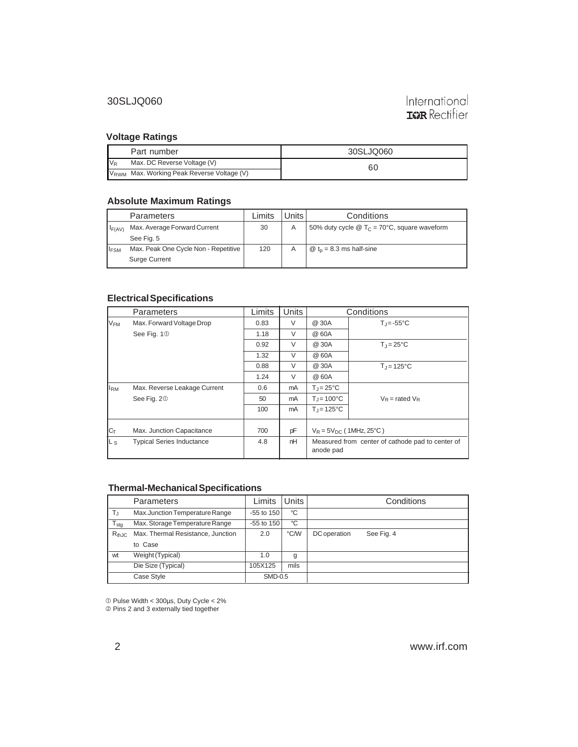## Voltage Ratings

| Part number | 30SLJQ060 |
|---|---|
| $V_R$ Max. DC Reverse Voltage (V) | 60 |
| $V_{RWM}$ Max. Working Peak Reverse Voltage (V) | |

## Absolute Maximum Ratings

| | Parameters | Limits | Units | Conditions |
|---|---|---|---|---|
| $I_{F(AV)}$ | Max. Average Forward Current<br>See Fig. 5 | 30 | A | 50% duty cycle @ $T_C$ = 70°C, square waveform |
| $I_{FSM}$ | Max. Peak One Cycle Non - Repetitive<br>Surge Current | 120 | A | @ $t_p$ = 8.3 ms half-sine |

## Electrical Specifications

| | Parameters | Limits | Units | Conditions | |
|---|---|---|---|---|---|
| $V_{FM}$ | Max. Forward Voltage Drop | 0.83 | V | @ 30A | $T_J$ = -55°C |
| | See Fig. 1① | 1.18 | V | @ 60A | |
| | | 0.92 | V | @ 30A | $T_J$ = 25°C |
| | | 1.32 | V | @ 60A | |
| | | 0.88 | V | @ 30A | $T_J$ = 125°C |
| | | 1.24 | V | @ 60A | |
| $I_{RM}$ | Max. Reverse Leakage Current | 0.6 | mA | $T_J$ = 25°C | |
| | See Fig. 2① | 50 | mA | $T_J$ = 100°C | $V_R$ = rated $V_R$ |
| | | 100 | mA | $T_J$ = 125°C | |
| $C_T$ | Max. Junction Capacitance | 700 | pF | $V_R$ = 5$V_{DC}$ ( 1MHz, 25°C ) | |
| $L_S$ | Typical Series Inductance | 4.8 | nH | Measured from center of cathode pad to center of anode pad | |

## Thermal-Mechanical Specifications

| | Parameters | Limits | Units | Conditions |
|---|---|---|---|---|
| $T_J$ | Max.Junction Temperature Range | -55 to 150 | °C | |
| $T_{stg}$ | Max. Storage Temperature Range | -55 to 150 | °C | |
| $R_{thJC}$ | Max. Thermal Resistance, Junction to Case | 2.0 | °C/W | DC operation See Fig. 4 |
| wt | Weight (Typical) | 1.0 | g | |
| | Die Size (Typical) | 105X125 | mils | |
| | Case Style | SMD-0.5 | | |

① Pulse Width < 300µs, Duty Cycle < 2%
② Pins 2 and 3 externally tied together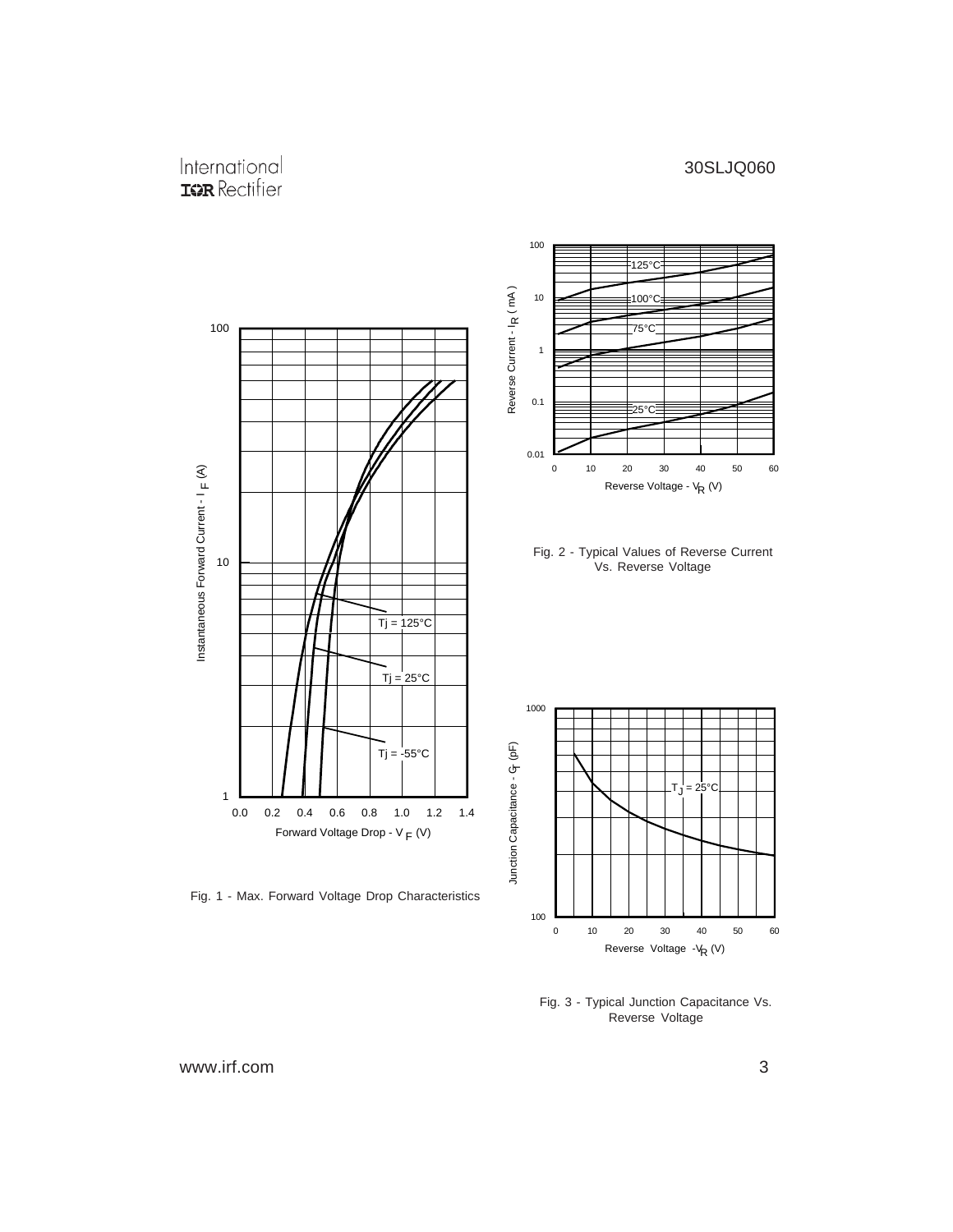Fig. 1 - Max. Forward Voltage Drop Characteristics

Fig. 2 - Typical Values of Reverse Current Vs. Reverse Voltage

Fig. 3 - Typical Junction Capacitance Vs. Reverse Voltage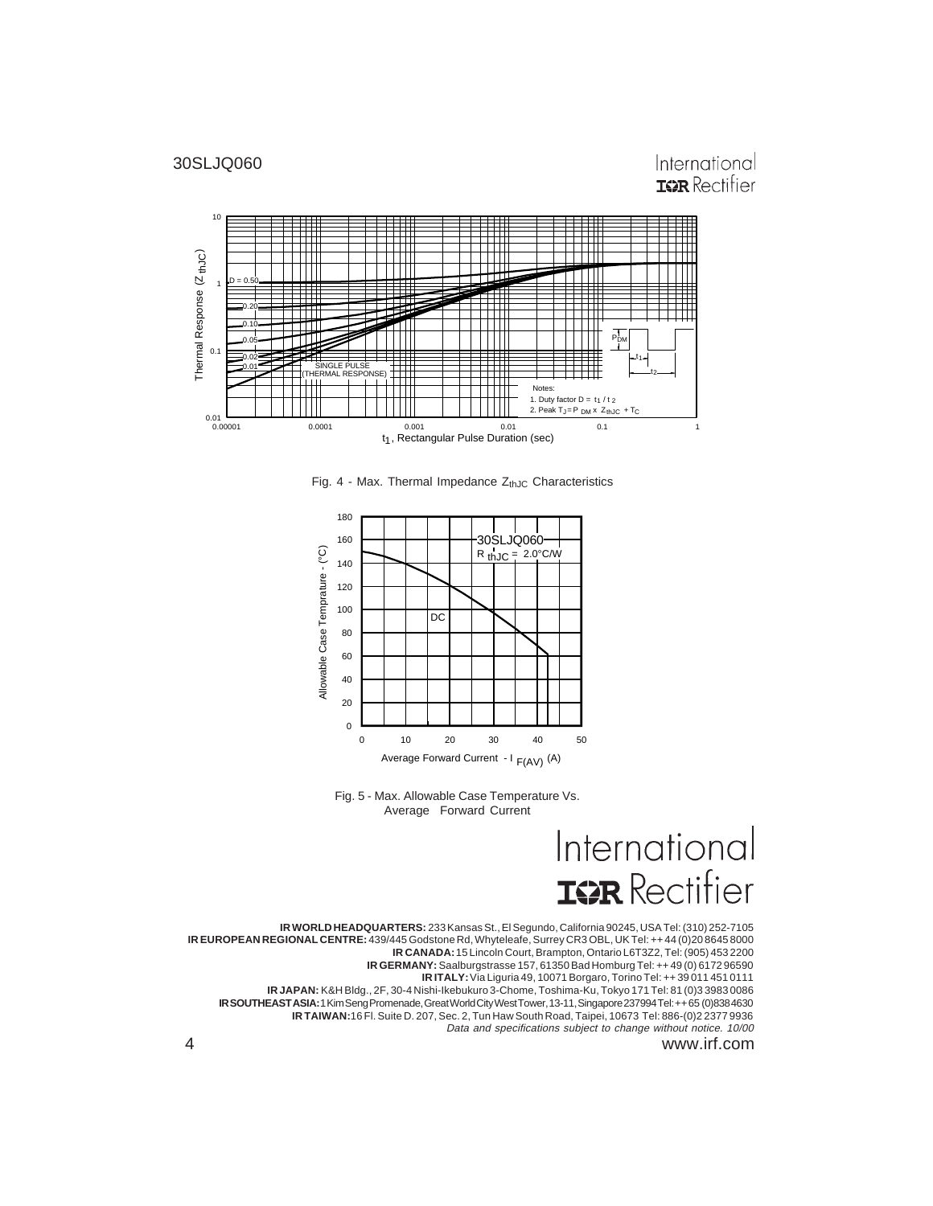10

1

0.1

0.01

0.00001 0.0001 0.001 0.01 0.1 1

Thermal Response ($Z_{thJC}$)

$t_1$, Rectangular Pulse Duration (sec)

D = 0.50

0.20

0.10

0.05

0.02

0.01

SINGLE PULSE
(THERMAL RESPONSE)

$P_{DM}$

$t_1$

$t_2$

Notes:
1. Duty factor D = $t_1$ / $t_2$
2. Peak $T_J = P_{DM} \times Z_{thJC} + T_C$

Fig. 4 - Max. Thermal Impedance $Z_{thJC}$ Characteristics

180
160
140
120
100
80
60
40
20
0

0 10 20 30 40 50

Allowable Case Temprature - (°C)

Average Forward Current - $I_{F(AV)}$ (A)

30SLJQ060
$R_{thJC}$ = 2.0°C/W

DC

Fig. 5 - Max. Allowable Case Temperature Vs. Average Forward Current

International
IOR Rectifier

**IR WORLD HEADQUARTERS:** 233 Kansas St., El Segundo, California 90245, USA Tel: (310) 252-7105
**IR EUROPEAN REGIONAL CENTRE:** 439/445 Godstone Rd, Whyteleafe, Surrey CR3 OBL, UK Tel: ++ 44 (0)20 8645 8000
**IR CANADA:** 15 Lincoln Court, Brampton, Ontario L6T3Z2, Tel: (905) 453 2200
**IR GERMANY:** Saalburgstrasse 157, 61350 Bad Homburg Tel: ++ 49 (0) 6172 96590
**IR ITALY:** Via Liguria 49, 10071 Borgaro, Torino Tel: ++ 39 011 451 0111
**IR JAPAN:** K&H Bldg., 2F, 30-4 Nishi-Ikebukuro 3-Chome, Toshima-Ku, Tokyo 171 Tel: 81 (0)3 3983 0086
**IR SOUTHEAST ASIA:** 1 Kim Seng Promenade, Great World City West Tower, 13-11, Singapore 237994 Tel: ++ 65 (0)838 4630
**IR TAIWAN:** 16 Fl. Suite D. 207, Sec. 2, Tun Haw South Road, Taipei, 10673 Tel: 886-(0)2 2377 9936

*Data and specifications subject to change without notice. 10/00*

www.irf.com